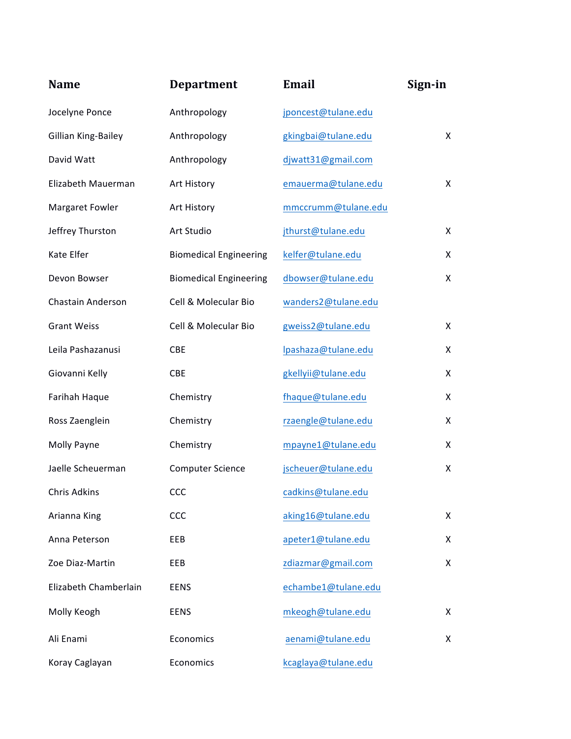| Name | Department | Email | Sign-in |
|---|---|---|---|
| Jocelyne Ponce | Anthropology | jponcest@tulane.edu | |
| Gillian King-Bailey | Anthropology | gkingbai@tulane.edu | X |
| David Watt | Anthropology | djwatt31@gmail.com | |
| Elizabeth Mauerman | Art History | emauerma@tulane.edu | X |
| Margaret Fowler | Art History | mmccrumm@tulane.edu | |
| Jeffrey Thurston | Art Studio | jthurst@tulane.edu | X |
| Kate Elfer | Biomedical Engineering | kelfer@tulane.edu | X |
| Devon Bowser | Biomedical Engineering | dbowser@tulane.edu | X |
| Chastain Anderson | Cell & Molecular Bio | wanders2@tulane.edu | |
| Grant Weiss | Cell & Molecular Bio | gweiss2@tulane.edu | X |
| Leila Pashazanusi | CBE | lpashaza@tulane.edu | X |
| Giovanni Kelly | CBE | gkellyii@tulane.edu | X |
| Farihah Haque | Chemistry | fhaque@tulane.edu | X |
| Ross Zaenglein | Chemistry | rzaengle@tulane.edu | X |
| Molly Payne | Chemistry | mpayne1@tulane.edu | X |
| Jaelle Scheuerman | Computer Science | jscheuer@tulane.edu | X |
| Chris Adkins | CCC | cadkins@tulane.edu | |
| Arianna King | CCC | aking16@tulane.edu | X |
| Anna Peterson | EEB | apeter1@tulane.edu | X |
| Zoe Diaz-Martin | EEB | zdiazmar@gmail.com | X |
| Elizabeth Chamberlain | EENS | echambe1@tulane.edu | |
| Molly Keogh | EENS | mkeogh@tulane.edu | X |
| Ali Enami | Economics | aenami@tulane.edu | X |
| Koray Caglayan | Economics | kcaglaya@tulane.edu | |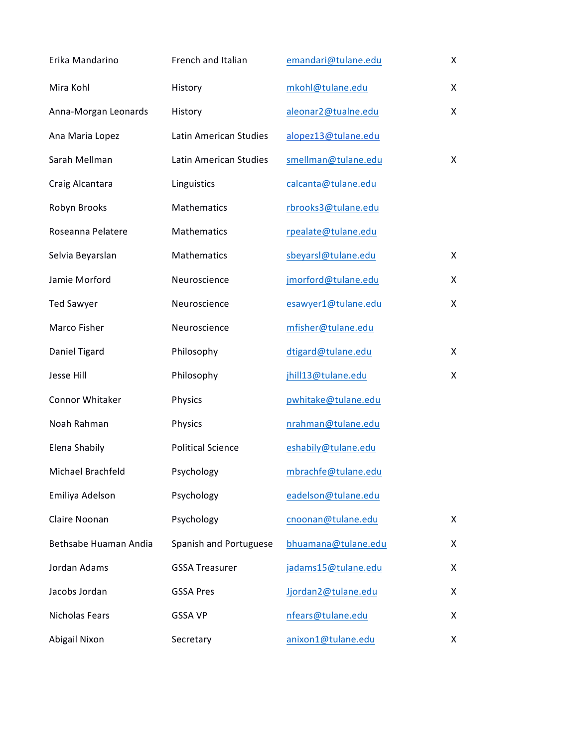| | | | |
|---|---|---|---|
| Erika Mandarino | French and Italian | emandari@tulane.edu | X |
| Mira Kohl | History | mkohl@tulane.edu | X |
| Anna-Morgan Leonards | History | aleonar2@tualne.edu | X |
| Ana Maria Lopez | Latin American Studies | alopez13@tulane.edu | |
| Sarah Mellman | Latin American Studies | smellman@tulane.edu | X |
| Craig Alcantara | Linguistics | calcanta@tulane.edu | |
| Robyn Brooks | Mathematics | rbrooks3@tulane.edu | |
| Roseanna Pelatere | Mathematics | rpealate@tulane.edu | |
| Selvia Beyarslan | Mathematics | sbeyarsl@tulane.edu | X |
| Jamie Morford | Neuroscience | jmorford@tulane.edu | X |
| Ted Sawyer | Neuroscience | esawyer1@tulane.edu | X |
| Marco Fisher | Neuroscience | mfisher@tulane.edu | |
| Daniel Tigard | Philosophy | dtigard@tulane.edu | X |
| Jesse Hill | Philosophy | jhill13@tulane.edu | X |
| Connor Whitaker | Physics | pwhitake@tulane.edu | |
| Noah Rahman | Physics | nrahman@tulane.edu | |
| Elena Shabily | Political Science | eshabily@tulane.edu | |
| Michael Brachfeld | Psychology | mbrachfe@tulane.edu | |
| Emiliya Adelson | Psychology | eadelson@tulane.edu | |
| Claire Noonan | Psychology | cnoonan@tulane.edu | X |
| Bethsabe Huaman Andia | Spanish and Portuguese | bhuamana@tulane.edu | X |
| Jordan Adams | GSSA Treasurer | jadams15@tulane.edu | X |
| Jacobs Jordan | GSSA Pres | Jjordan2@tulane.edu | X |
| Nicholas Fears | GSSA VP | nfears@tulane.edu | X |
| Abigail Nixon | Secretary | anixon1@tulane.edu | X |